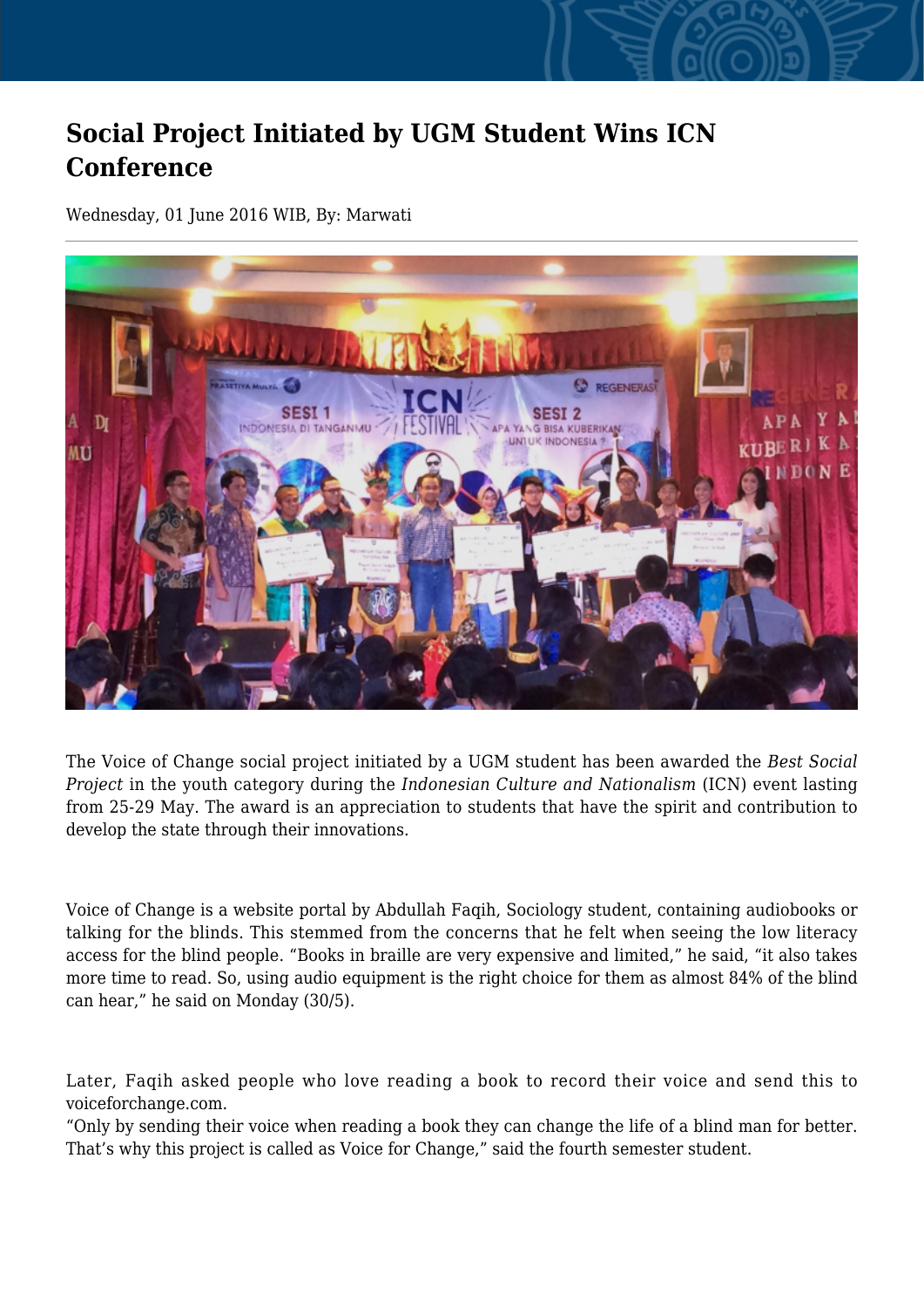# Social Project Initiated by UGM Student Wins ICN Conference

Wednesday, 01 June 2016 WIB, By: Marwati

The Voice of Change social project initiated by a UGM student has been awarded the *Best Social Project* in the youth category during the *Indonesian Culture and Nationalism* (ICN) event lasting from 25-29 May. The award is an appreciation to students that have the spirit and contribution to develop the state through their innovations.

Voice of Change is a website portal by Abdullah Faqih, Sociology student, containing audiobooks or talking for the blinds. This stemmed from the concerns that he felt when seeing the low literacy access for the blind people. “Books in braille are very expensive and limited,” he said, “it also takes more time to read. So, using audio equipment is the right choice for them as almost 84% of the blind can hear,” he said on Monday (30/5).

Later, Faqih asked people who love reading a book to record their voice and send this to voiceforchange.com.
“Only by sending their voice when reading a book they can change the life of a blind man for better. That’s why this project is called as Voice for Change,” said the fourth semester student.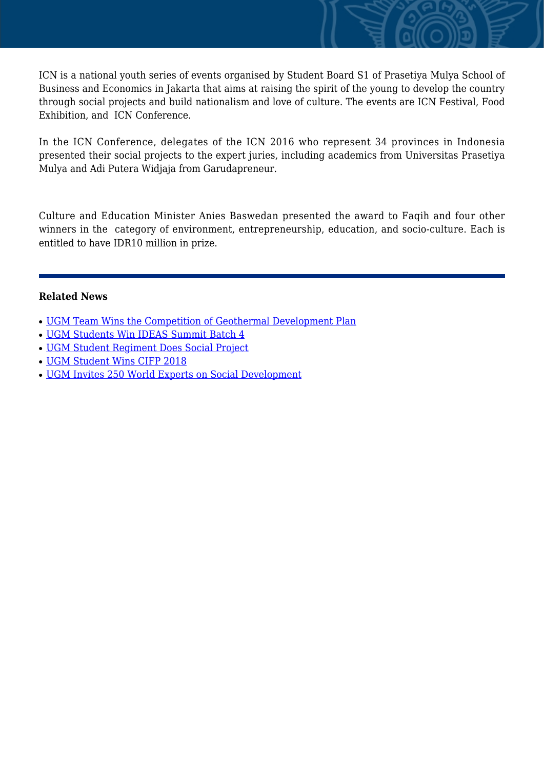ICN is a national youth series of events organised by Student Board S1 of Prasetiya Mulya School of Business and Economics in Jakarta that aims at raising the spirit of the young to develop the country through social projects and build nationalism and love of culture. The events are ICN Festival, Food Exhibition, and ICN Conference.

In the ICN Conference, delegates of the ICN 2016 who represent 34 provinces in Indonesia presented their social projects to the expert juries, including academics from Universitas Prasetiya Mulya and Adi Putera Widjaja from Garudapreneur.

Culture and Education Minister Anies Baswedan presented the award to Faqih and four other winners in the category of environment, entrepreneurship, education, and socio-culture. Each is entitled to have IDR10 million in prize.

---

**Related News**

- UGM Team Wins the Competition of Geothermal Development Plan
- UGM Students Win IDEAS Summit Batch 4
- UGM Student Regiment Does Social Project
- UGM Student Wins CIFP 2018
- UGM Invites 250 World Experts on Social Development